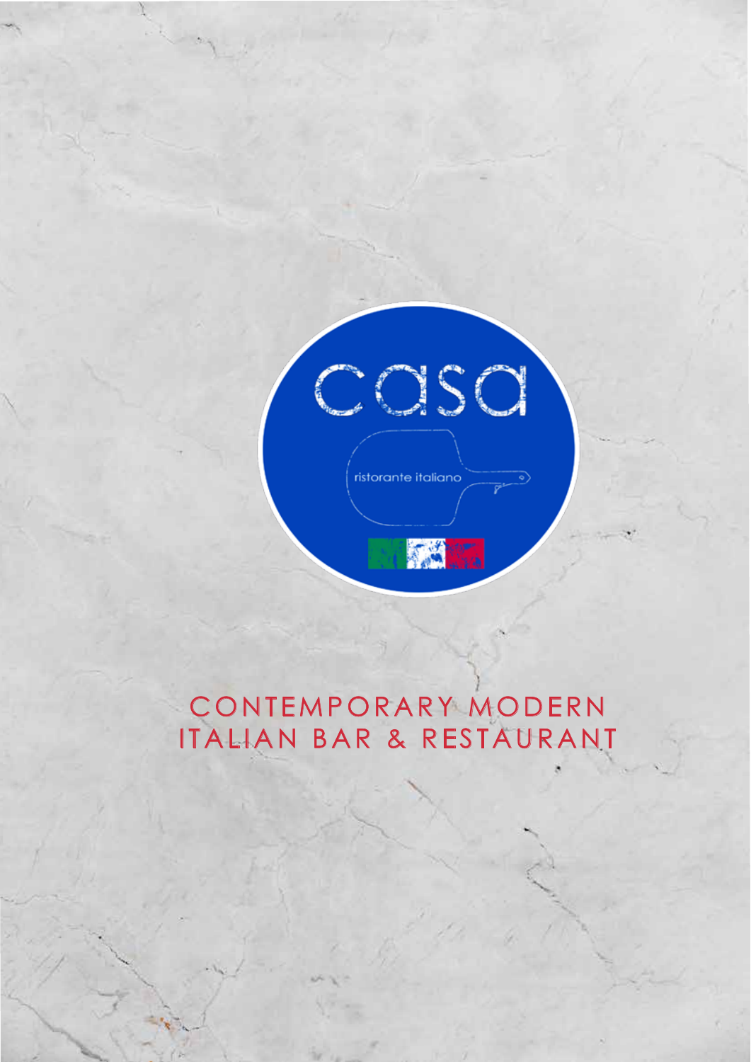# casa

ristorante italiano

## CONTEMPORARY MODERN ITALIAN BAR & RESTAURANT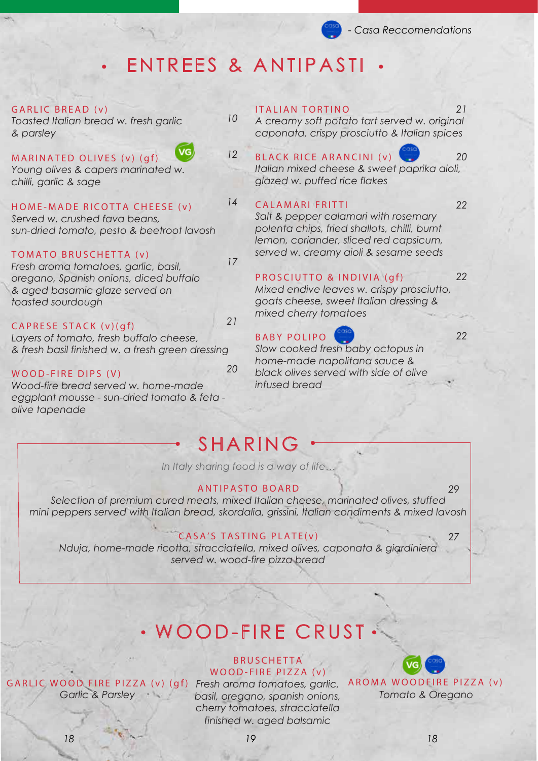- Casa Reccomendations

# ENTREES & ANTIPASTI

**GARLIC BREAD (v)** — 10
*Toasted Italian bread w. fresh garlic & parsley*

**MARINATED OLIVES (v) (gf)** VG — 12
*Young olives & capers marinated w. chilli, garlic & sage*

**HOME-MADE RICOTTA CHEESE (v)** — 14
*Served w. crushed fava beans, sun-dried tomato, pesto & beetroot lavosh*

**TOMATO BRUSCHETTA (v)** — 17
*Fresh aroma tomatoes, garlic, basil, oregano, Spanish onions, diced buffalo & aged basamic glaze served on toasted sourdough*

**CAPRESE STACK (v)(gf)** — 21
*Layers of tomato, fresh buffalo cheese, & fresh basil finished w. a fresh green dressing*

**WOOD-FIRE DIPS (V)** — 20
*Wood-fire bread served w. home-made eggplant mousse - sun-dried tomato & feta - olive tapenade*

**ITALIAN TORTINO** — 21
*A creamy soft potato tart served w. original caponata, crispy prosciutto & Italian spices*

**BLACK RICE ARANCINI (v)** casa — 20
*Italian mixed cheese & sweet paprika aioli, glazed w. puffed rice flakes*

**CALAMARI FRITTI** — 22
*Salt & pepper calamari with rosemary polenta chips, fried shallots, chilli, burnt lemon, coriander, sliced red capsicum, served w. creamy aioli & sesame seeds*

**PROSCIUTTO & INDIVIA (gf)** — 22
*Mixed endive leaves w. crispy prosciutto, goats cheese, sweet Italian dressing & mixed cherry tomatoes*

**BABY POLIPO** casa — 22
*Slow cooked fresh baby octopus in home-made napolitana sauce & black olives served with side of olive infused bread*

# SHARING

*In Italy sharing food is a way of life...*

**ANTIPASTO BOARD** — 29
*Selection of premium cured meats, mixed Italian cheese, marinated olives, stuffed mini peppers served with Italian bread, skordalia, grissini, Italian condiments & mixed lavosh*

**CASA'S TASTING PLATE(v)** — 27
*Nduja, home-made ricotta, stracciatella, mixed olives, caponata & giardiniera served w. wood-fire pizza bread*

# WOOD-FIRE CRUST

**GARLIC WOOD FIRE PIZZA (v) (gf)** — 18
*Garlic & Parsley*

**BRUSCHETTA WOOD-FIRE PIZZA (v)** — 19
*Fresh aroma tomatoes, garlic, basil, oregano, spanish onions, cherry tomatoes, stracciatella finished w. aged balsamic*

**AROMA WOODFIRE PIZZA (v)** VG casa — 18
*Tomato & Oregano*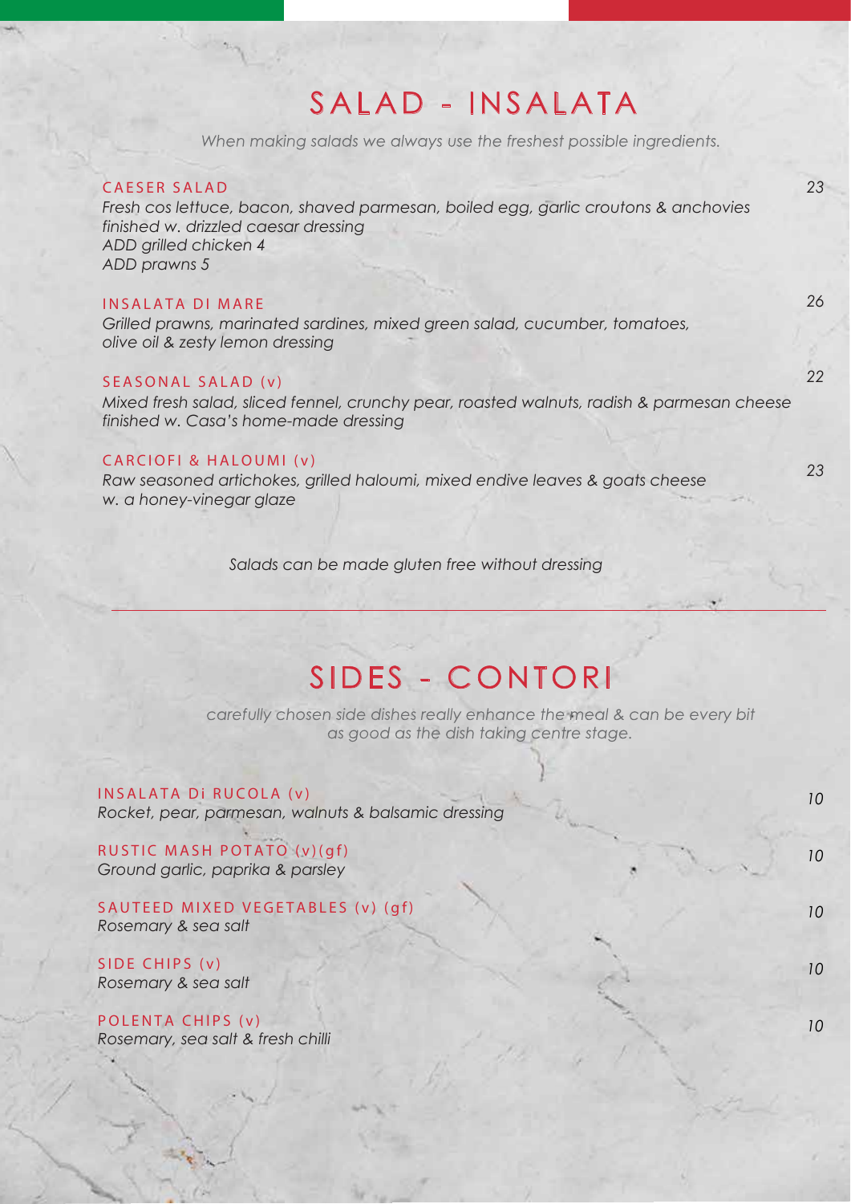# SALAD - INSALATA

*When making salads we always use the freshest possible ingredients.*

**CAESER SALAD** — 23
*Fresh cos lettuce, bacon, shaved parmesan, boiled egg, garlic croutons & anchovies finished w. drizzled caesar dressing*
*ADD grilled chicken 4*
*ADD prawns 5*

**INSALATA DI MARE** — 26
*Grilled prawns, marinated sardines, mixed green salad, cucumber, tomatoes, olive oil & zesty lemon dressing*

**SEASONAL SALAD (v)** — 22
*Mixed fresh salad, sliced fennel, crunchy pear, roasted walnuts, radish & parmesan cheese finished w. Casa's home-made dressing*

**CARCIOFI & HALOUMI (v)** — 23
*Raw seasoned artichokes, grilled haloumi, mixed endive leaves & goats cheese w. a honey-vinegar glaze*

*Salads can be made gluten free without dressing*

---

# SIDES - CONTORI

*carefully chosen side dishes really enhance the meal & can be every bit as good as the dish taking centre stage.*

**INSALATA Di RUCOLA (v)** — 10
*Rocket, pear, parmesan, walnuts & balsamic dressing*

**RUSTIC MASH POTATO (v)(gf)** — 10
*Ground garlic, paprika & parsley*

**SAUTEED MIXED VEGETABLES (v) (gf)** — 10
*Rosemary & sea salt*

**SIDE CHIPS (v)** — 10
*Rosemary & sea salt*

**POLENTA CHIPS (v)** — 10
*Rosemary, sea salt & fresh chilli*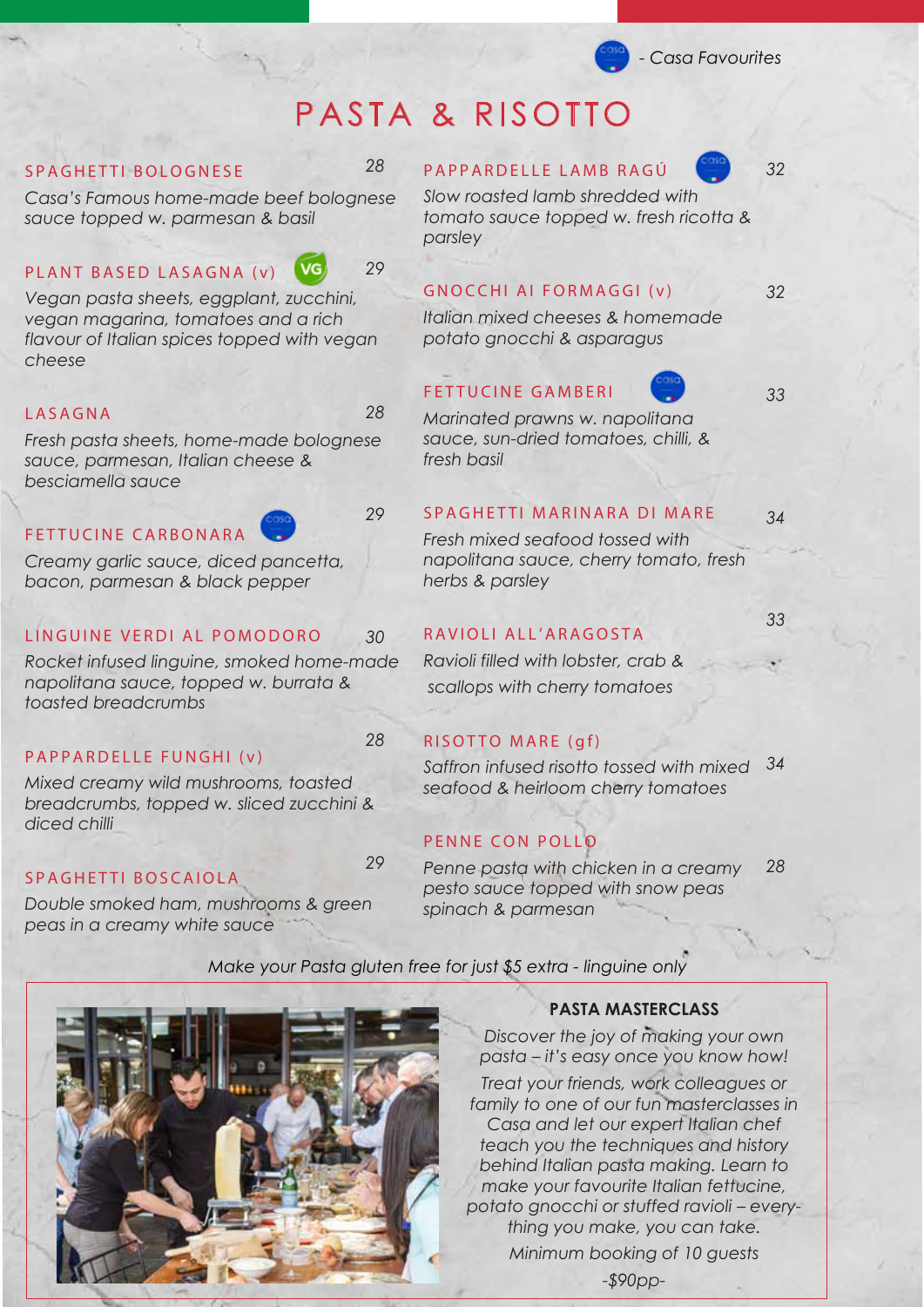*- Casa Favourites*

# PASTA & RISOTTO

### SPAGHETTI BOLOGNESE — 28
*Casa's Famous home-made beef bolognese sauce topped w. parmesan & basil*

### PLANT BASED LASAGNA (v) VG — 29
*Vegan pasta sheets, eggplant, zucchini, vegan magarina, tomatoes and a rich flavour of Italian spices topped with vegan cheese*

### LASAGNA — 28
*Fresh pasta sheets, home-made bolognese sauce, parmesan, Italian cheese & besciamella sauce*

### FETTUCINE CARBONARA (Casa Favourite) — 29
*Creamy garlic sauce, diced pancetta, bacon, parmesan & black pepper*

### LINGUINE VERDI AL POMODORO — 30
*Rocket infused linguine, smoked home-made napolitana sauce, topped w. burrata & toasted breadcrumbs*

### PAPPARDELLE FUNGHI (v) — 28
*Mixed creamy wild mushrooms, toasted breadcrumbs, topped w. sliced zucchini & diced chilli*

### SPAGHETTI BOSCAIOLA — 29
*Double smoked ham, mushrooms & green peas in a creamy white sauce*

### PAPPARDELLE LAMB RAGÚ (Casa Favourite) — 32
*Slow roasted lamb shredded with tomato sauce topped w. fresh ricotta & parsley*

### GNOCCHI AI FORMAGGI (v) — 32
*Italian mixed cheeses & homemade potato gnocchi & asparagus*

### FETTUCINE GAMBERI (Casa Favourite) — 33
*Marinated prawns w. napolitana sauce, sun-dried tomatoes, chilli, & fresh basil*

### SPAGHETTI MARINARA DI MARE — 34
*Fresh mixed seafood tossed with napolitana sauce, cherry tomato, fresh herbs & parsley*

### RAVIOLI ALL'ARAGOSTA — 33
*Ravioli filled with lobster, crab & scallops with cherry tomatoes*

### RISOTTO MARE (gf) — 34
*Saffron infused risotto tossed with mixed seafood & heirloom cherry tomatoes*

### PENNE CON POLLO — 28
*Penne pasta with chicken in a creamy pesto sauce topped with snow peas spinach & parmesan*

*Make your Pasta gluten free for just $5 extra - linguine only*

**PASTA MASTERCLASS**

*Discover the joy of making your own pasta – it's easy once you know how!*

*Treat your friends, work colleagues or family to one of our fun masterclasses in Casa and let our expert Italian chef teach you the techniques and history behind Italian pasta making. Learn to make your favourite Italian fettucine, potato gnocchi or stuffed ravioli – everything you make, you can take.*

*Minimum booking of 10 guests*

*-$90pp-*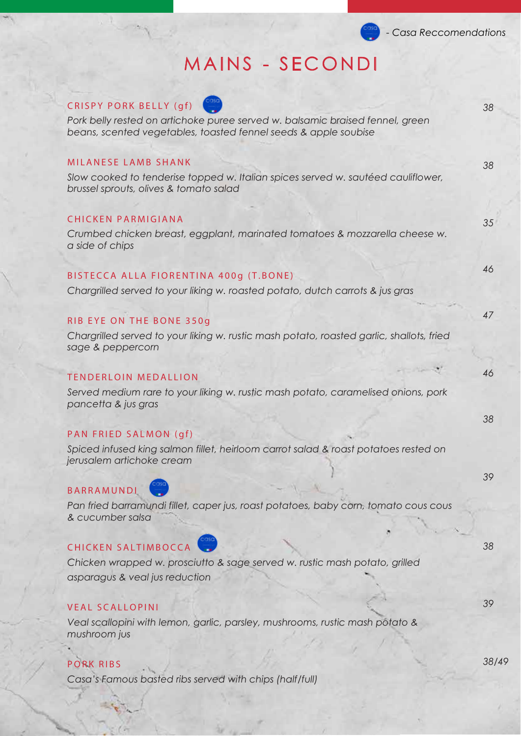*- Casa Reccomendations*

# MAINS - SECONDI

### CRISPY PORK BELLY (gf) — 38

*Pork belly rested on artichoke puree served w. balsamic braised fennel, green beans, scented vegetables, toasted fennel seeds & apple soubise*

### MILANESE LAMB SHANK — 38

*Slow cooked to tenderise topped w. Italian spices served w. sautéed cauliflower, brussel sprouts, olives & tomato salad*

### CHICKEN PARMIGIANA — 35

*Crumbed chicken breast, eggplant, marinated tomatoes & mozzarella cheese w. a side of chips*

### BISTECCA ALLA FIORENTINA 400g (T.BONE) — 46

*Chargrilled served to your liking w. roasted potato, dutch carrots & jus gras*

### RIB EYE ON THE BONE 350g — 47

*Chargrilled served to your liking w. rustic mash potato, roasted garlic, shallots, fried sage & peppercorn*

### TENDERLOIN MEDALLION — 46

*Served medium rare to your liking w. rustic mash potato, caramelised onions, pork pancetta & jus gras*

### PAN FRIED SALMON (gf) — 38

*Spiced infused king salmon fillet, heirloom carrot salad & roast potatoes rested on jerusalem artichoke cream*

### BARRAMUNDI — 39

*Pan fried barramundi fillet, caper jus, roast potatoes, baby corn, tomato cous cous & cucumber salsa*

### CHICKEN SALTIMBOCCA — 38

*Chicken wrapped w. prosciutto & sage served w. rustic mash potato, grilled asparagus & veal jus reduction*

### VEAL SCALLOPINI — 39

*Veal scallopini with lemon, garlic, parsley, mushrooms, rustic mash potato & mushroom jus*

### PORK RIBS — 38/49

*Casa's Famous basted ribs served with chips (half/full)*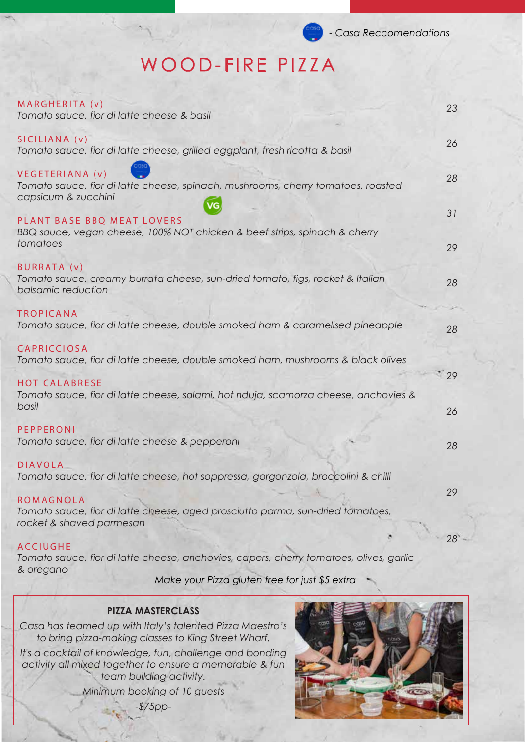- Casa Reccomendations

# WOOD-FIRE PIZZA

| Pizza | Price |
| --- | --- |
| **MARGHERITA (v)**<br>*Tomato sauce, fior di latte cheese & basil* | 23 |
| **SICILIANA (v)**<br>*Tomato sauce, fior di latte cheese, grilled eggplant, fresh ricotta & basil* | 26 |
| **VEGETERIANA (v)**<br>*Tomato sauce, fior di latte cheese, spinach, mushrooms, cherry tomatoes, roasted capsicum & zucchini* | 28 |
| **PLANT BASE BBQ MEAT LOVERS** (VG)<br>*BBQ sauce, vegan cheese, 100% NOT chicken & beef strips, spinach & cherry tomatoes* | 31 |
| **BURRATA (v)**<br>*Tomato sauce, creamy burrata cheese, sun-dried tomato, figs, rocket & Italian balsamic reduction* | 29 |
| **TROPICANA**<br>*Tomato sauce, fior di latte cheese, double smoked ham & caramelised pineapple* | 28 |
| **CAPRICCIOSA**<br>*Tomato sauce, fior di latte cheese, double smoked ham, mushrooms & black olives* | 28 |
| **HOT CALABRESE**<br>*Tomato sauce, fior di latte cheese, salami, hot nduja, scamorza cheese, anchovies & basil* | 29 |
| **PEPPERONI**<br>*Tomato sauce, fior di latte cheese & pepperoni* | 26 |
| **DIAVOLA**<br>*Tomato sauce, fior di latte cheese, hot soppressa, gorgonzola, broccolini & chilli* | 28 |
| **ROMAGNOLA**<br>*Tomato sauce, fior di latte cheese, aged prosciutto parma, sun-dried tomatoes, rocket & shaved parmesan* | 29 |
| **ACCIUGHE**<br>*Tomato sauce, fior di latte cheese, anchovies, capers, cherry tomatoes, olives, garlic & oregano* | 28 |

*Make your Pizza gluten free for just $5 extra*

**PIZZA MASTERCLASS**

*Casa has teamed up with Italy's talented Pizza Maestro's to bring pizza-making classes to King Street Wharf.*

*It's a cocktail of knowledge, fun, challenge and bonding activity all mixed together to ensure a memorable & fun team building activity.*

*Minimum booking of 10 guests*

*-$75pp-*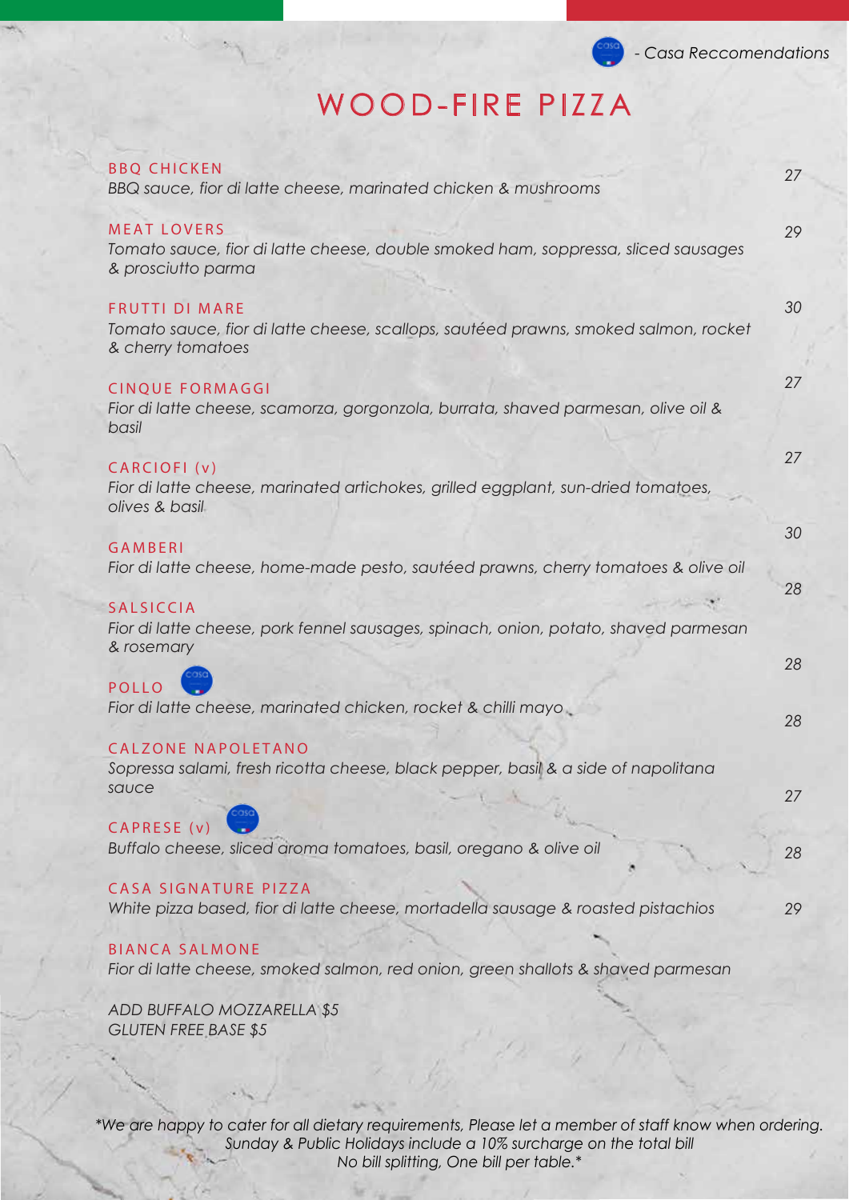- Casa Reccomendations

# WOOD-FIRE PIZZA

**BBQ CHICKEN** — 27
*BBQ sauce, fior di latte cheese, marinated chicken & mushrooms*

**MEAT LOVERS** — 29
*Tomato sauce, fior di latte cheese, double smoked ham, soppressa, sliced sausages & prosciutto parma*

**FRUTTI DI MARE** — 30
*Tomato sauce, fior di latte cheese, scallops, sautéed prawns, smoked salmon, rocket & cherry tomatoes*

**CINQUE FORMAGGI** — 27
*Fior di latte cheese, scamorza, gorgonzola, burrata, shaved parmesan, olive oil & basil*

**CARCIOFI (v)** — 27
*Fior di latte cheese, marinated artichokes, grilled eggplant, sun-dried tomatoes, olives & basil*

**GAMBERI** — 30
*Fior di latte cheese, home-made pesto, sautéed prawns, cherry tomatoes & olive oil*

**SALSICCIA** — 28
*Fior di latte cheese, pork fennel sausages, spinach, onion, potato, shaved parmesan & rosemary*

**POLLO** (Casa Recommendation) — 28
*Fior di latte cheese, marinated chicken, rocket & chilli mayo*

**CALZONE NAPOLETANO** — 28
*Sopressa salami, fresh ricotta cheese, black pepper, basil & a side of napolitana sauce*

**CAPRESE (v)** (Casa Recommendation) — 27
*Buffalo cheese, sliced aroma tomatoes, basil, oregano & olive oil*

**CASA SIGNATURE PIZZA** — 28
*White pizza based, fior di latte cheese, mortadella sausage & roasted pistachios*

**BIANCA SALMONE** — 29
*Fior di latte cheese, smoked salmon, red onion, green shallots & shaved parmesan*

*ADD BUFFALO MOZZARELLA $5*
*GLUTEN FREE BASE $5*

*\*We are happy to cater for all dietary requirements, Please let a member of staff know when ordering.*
*Sunday & Public Holidays include a 10% surcharge on the total bill*
*No bill splitting, One bill per table.\**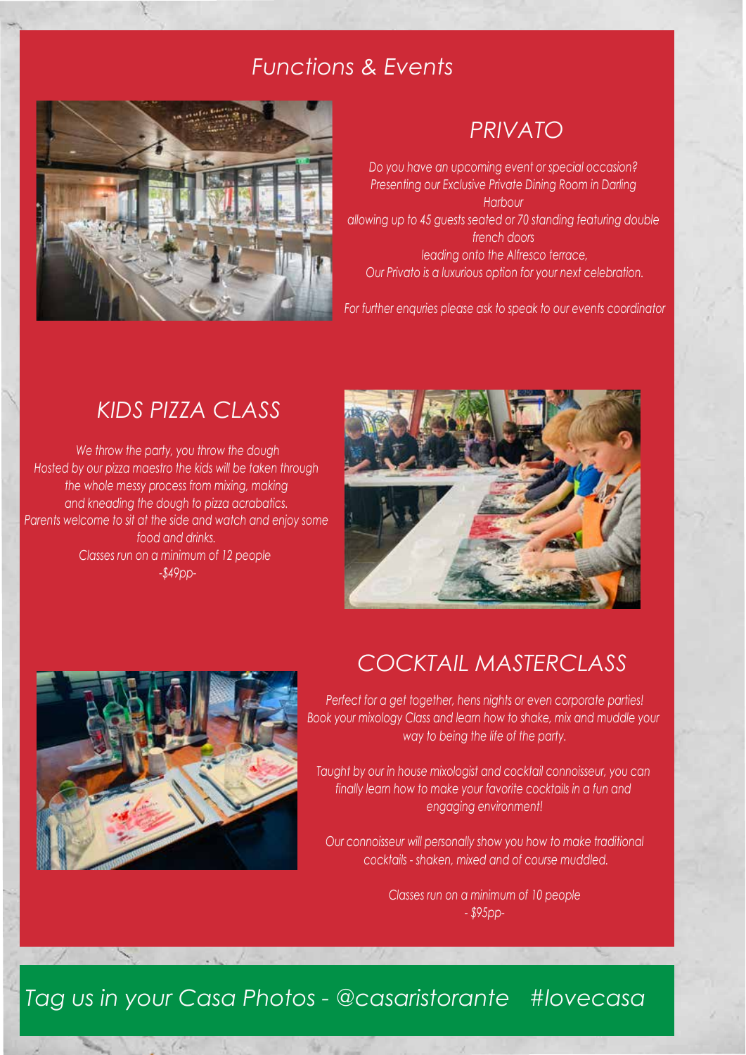# Functions & Events

## PRIVATO

*Do you have an upcoming event or special occasion?*
*Presenting our Exclusive Private Dining Room in Darling Harbour*
*allowing up to 45 guests seated or 70 standing featuring double french doors*
*leading onto the Alfresco terrace,*
*Our Privato is a luxurious option for your next celebration.*

*For further enquries please ask to speak to our events coordinator*

## KIDS PIZZA CLASS

*We throw the party, you throw the dough*
*Hosted by our pizza maestro the kids will be taken through the whole messy process from mixing, making and kneading the dough to pizza acrabatics.*
*Parents welcome to sit at the side and watch and enjoy some food and drinks.*
*Classes run on a minimum of 12 people*
*-$49pp-*

## COCKTAIL MASTERCLASS

*Perfect for a get together, hens nights or even corporate parties!*
*Book your mixology Class and learn how to shake, mix and muddle your way to being the life of the party.*

*Taught by our in house mixologist and cocktail connoisseur, you can finally learn how to make your favorite cocktails in a fun and engaging environment!*

*Our connoisseur will personally show you how to make traditional cocktails - shaken, mixed and of course muddled.*

*Classes run on a minimum of 10 people*
*- $95pp-*

*Tag us in your Casa Photos - @casaristorante #lovecasa*